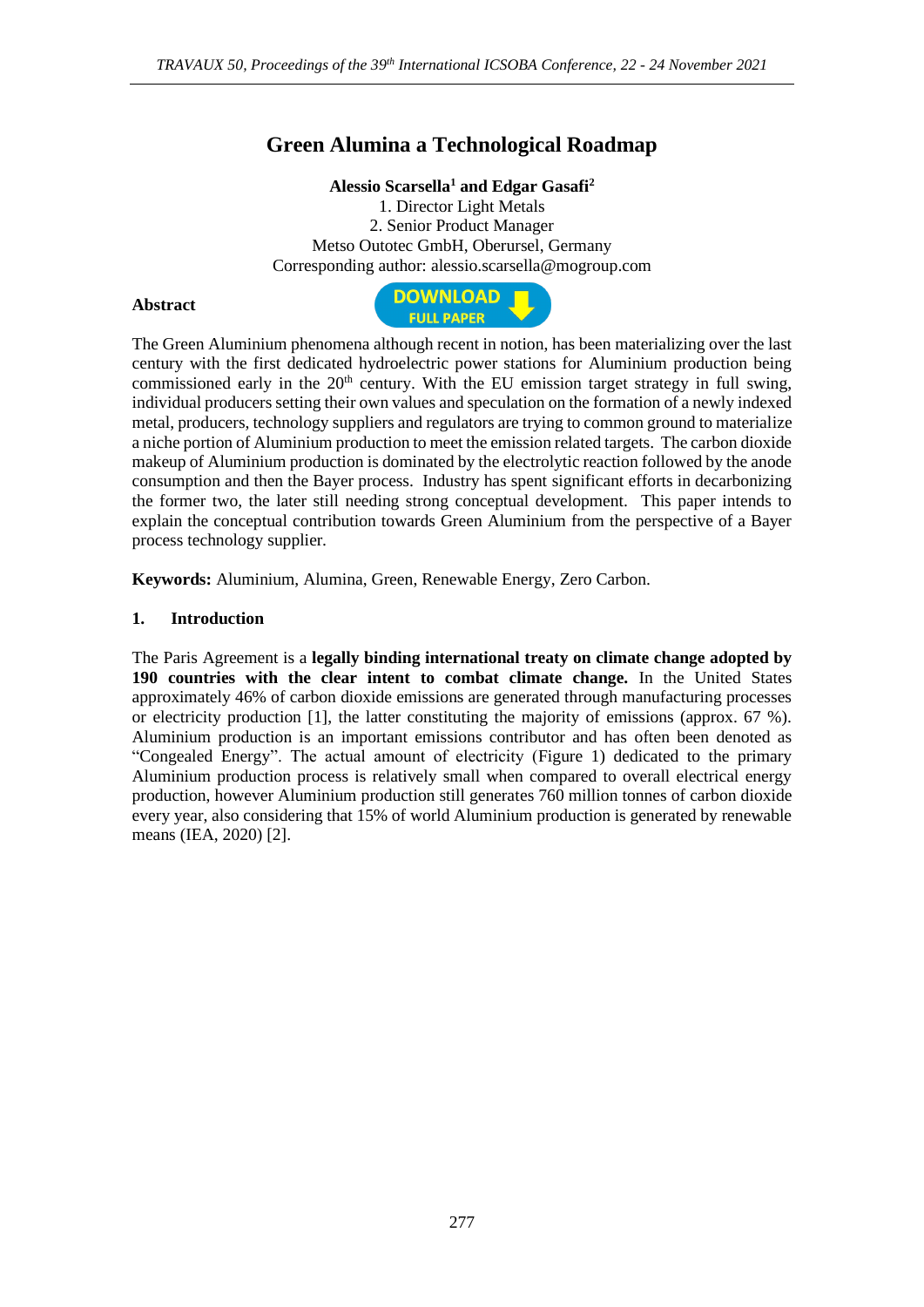# Green Alumina a Technological Roadmap

**Alessio Scarsella[1] and Edgar Gasafi[2]**

1. Director Light Metals
2. Senior Product Manager

Metso Outotec GmbH, Oberursel, Germany

Corresponding author: alessio.scarsella@mogroup.com

## Abstract

The Green Aluminium phenomena although recent in notion, has been materializing over the last century with the first dedicated hydroelectric power stations for Aluminium production being commissioned early in the 20[th] century. With the EU emission target strategy in full swing, individual producers setting their own values and speculation on the formation of a newly indexed metal, producers, technology suppliers and regulators are trying to common ground to materialize a niche portion of Aluminium production to meet the emission related targets. The carbon dioxide makeup of Aluminium production is dominated by the electrolytic reaction followed by the anode consumption and then the Bayer process. Industry has spent significant efforts in decarbonizing the former two, the later still needing strong conceptual development. This paper intends to explain the conceptual contribution towards Green Aluminium from the perspective of a Bayer process technology supplier.

**Keywords:** Aluminium, Alumina, Green, Renewable Energy, Zero Carbon.

## 1. Introduction

The Paris Agreement is a **legally binding international treaty on climate change adopted by 190 countries with the clear intent to combat climate change.** In the United States approximately 46% of carbon dioxide emissions are generated through manufacturing processes or electricity production [1], the latter constituting the majority of emissions (approx. 67 %). Aluminium production is an important emissions contributor and has often been denoted as "Congealed Energy". The actual amount of electricity (Figure 1) dedicated to the primary Aluminium production process is relatively small when compared to overall electrical energy production, however Aluminium production still generates 760 million tonnes of carbon dioxide every year, also considering that 15% of world Aluminium production is generated by renewable means (IEA, 2020) [2].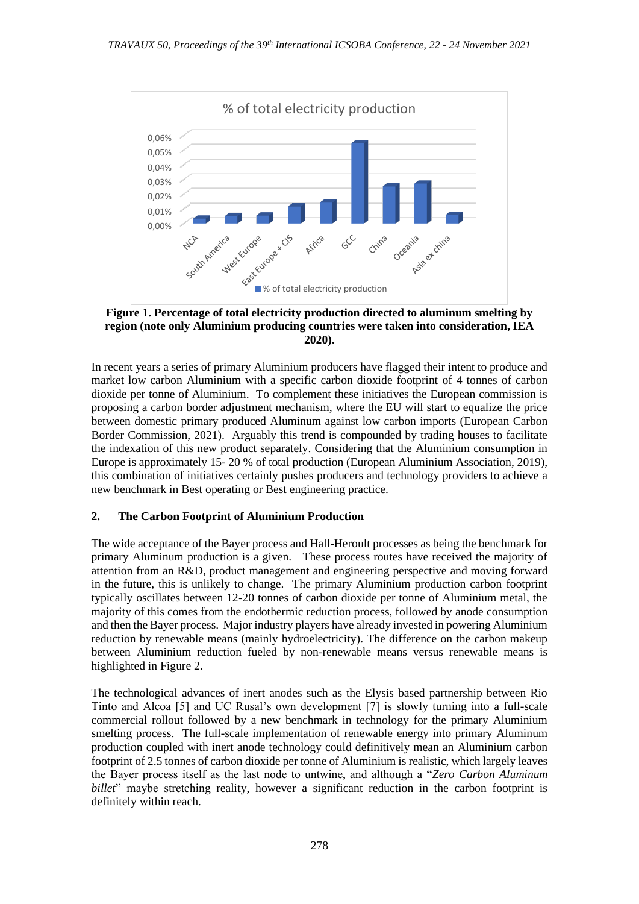**Figure 1. Percentage of total electricity production directed to aluminum smelting by region (note only Aluminium producing countries were taken into consideration, IEA 2020).**

In recent years a series of primary Aluminium producers have flagged their intent to produce and market low carbon Aluminium with a specific carbon dioxide footprint of 4 tonnes of carbon dioxide per tonne of Aluminium. To complement these initiatives the European commission is proposing a carbon border adjustment mechanism, where the EU will start to equalize the price between domestic primary produced Aluminum against low carbon imports (European Carbon Border Commission, 2021). Arguably this trend is compounded by trading houses to facilitate the indexation of this new product separately. Considering that the Aluminium consumption in Europe is approximately 15- 20 % of total production (European Aluminium Association, 2019), this combination of initiatives certainly pushes producers and technology providers to achieve a new benchmark in Best operating or Best engineering practice.

## 2. The Carbon Footprint of Aluminium Production

The wide acceptance of the Bayer process and Hall-Heroult processes as being the benchmark for primary Aluminum production is a given. These process routes have received the majority of attention from an R&D, product management and engineering perspective and moving forward in the future, this is unlikely to change. The primary Aluminium production carbon footprint typically oscillates between 12-20 tonnes of carbon dioxide per tonne of Aluminium metal, the majority of this comes from the endothermic reduction process, followed by anode consumption and then the Bayer process. Major industry players have already invested in powering Aluminium reduction by renewable means (mainly hydroelectricity). The difference on the carbon makeup between Aluminium reduction fueled by non-renewable means versus renewable means is highlighted in Figure 2.

The technological advances of inert anodes such as the Elysis based partnership between Rio Tinto and Alcoa [5] and UC Rusal's own development [7] is slowly turning into a full-scale commercial rollout followed by a new benchmark in technology for the primary Aluminium smelting process. The full-scale implementation of renewable energy into primary Aluminum production coupled with inert anode technology could definitively mean an Aluminium carbon footprint of 2.5 tonnes of carbon dioxide per tonne of Aluminium is realistic, which largely leaves the Bayer process itself as the last node to untwine, and although a "*Zero Carbon Aluminum billet*" maybe stretching reality, however a significant reduction in the carbon footprint is definitely within reach.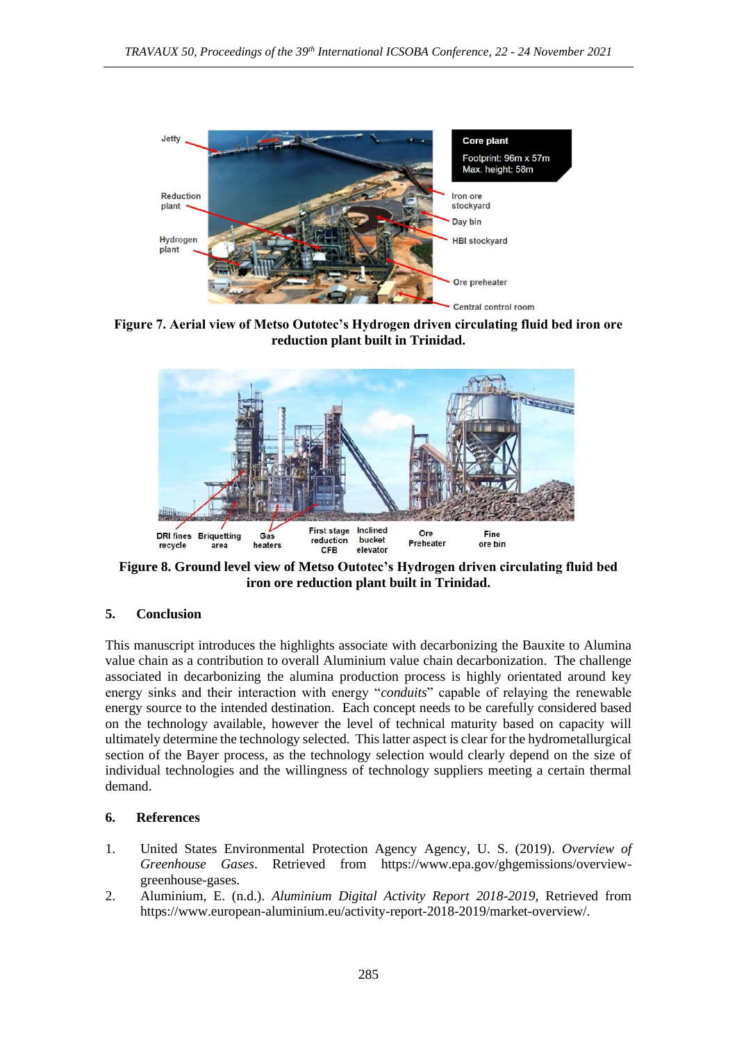**Figure 7. Aerial view of Metso Outotec's Hydrogen driven circulating fluid bed iron ore reduction plant built in Trinidad.**

**Figure 8. Ground level view of Metso Outotec's Hydrogen driven circulating fluid bed iron ore reduction plant built in Trinidad.**

## 5. Conclusion

This manuscript introduces the highlights associate with decarbonizing the Bauxite to Alumina value chain as a contribution to overall Aluminium value chain decarbonization. The challenge associated in decarbonizing the alumina production process is highly orientated around key energy sinks and their interaction with energy "*conduits*" capable of relaying the renewable energy source to the intended destination. Each concept needs to be carefully considered based on the technology available, however the level of technical maturity based on capacity will ultimately determine the technology selected. This latter aspect is clear for the hydrometallurgical section of the Bayer process, as the technology selection would clearly depend on the size of individual technologies and the willingness of technology suppliers meeting a certain thermal demand.

## 6. References

1. United States Environmental Protection Agency Agency, U. S. (2019). *Overview of Greenhouse Gases*. Retrieved from https://www.epa.gov/ghgemissions/overview-greenhouse-gases.
2. Aluminium, E. (n.d.). *Aluminium Digital Activity Report 2018-2019*, Retrieved from https://www.european-aluminium.eu/activity-report-2018-2019/market-overview/.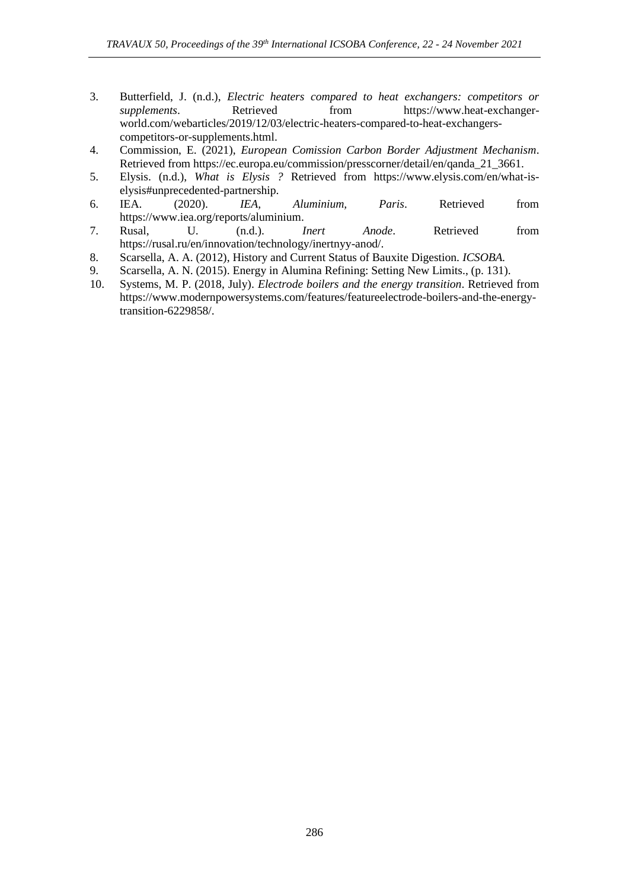3. Butterfield, J. (n.d.), *Electric heaters compared to heat exchangers: competitors or supplements*. Retrieved from https://www.heat-exchanger-world.com/webarticles/2019/12/03/electric-heaters-compared-to-heat-exchangers-competitors-or-supplements.html.
4. Commission, E. (2021), *European Comission Carbon Border Adjustment Mechanism*. Retrieved from https://ec.europa.eu/commission/presscorner/detail/en/qanda_21_3661.
5. Elysis. (n.d.), *What is Elysis ?* Retrieved from https://www.elysis.com/en/what-is-elysis#unprecedented-partnership.
6. IEA. (2020). *IEA, Aluminium, Paris*. Retrieved from https://www.iea.org/reports/aluminium.
7. Rusal, U. (n.d.). *Inert Anode*. Retrieved from https://rusal.ru/en/innovation/technology/inertnyy-anod/.
8. Scarsella, A. A. (2012), History and Current Status of Bauxite Digestion. *ICSOBA.*
9. Scarsella, A. N. (2015). Energy in Alumina Refining: Setting New Limits., (p. 131).
10. Systems, M. P. (2018, July). *Electrode boilers and the energy transition*. Retrieved from https://www.modernpowersystems.com/features/featureelectrode-boilers-and-the-energy-transition-6229858/.